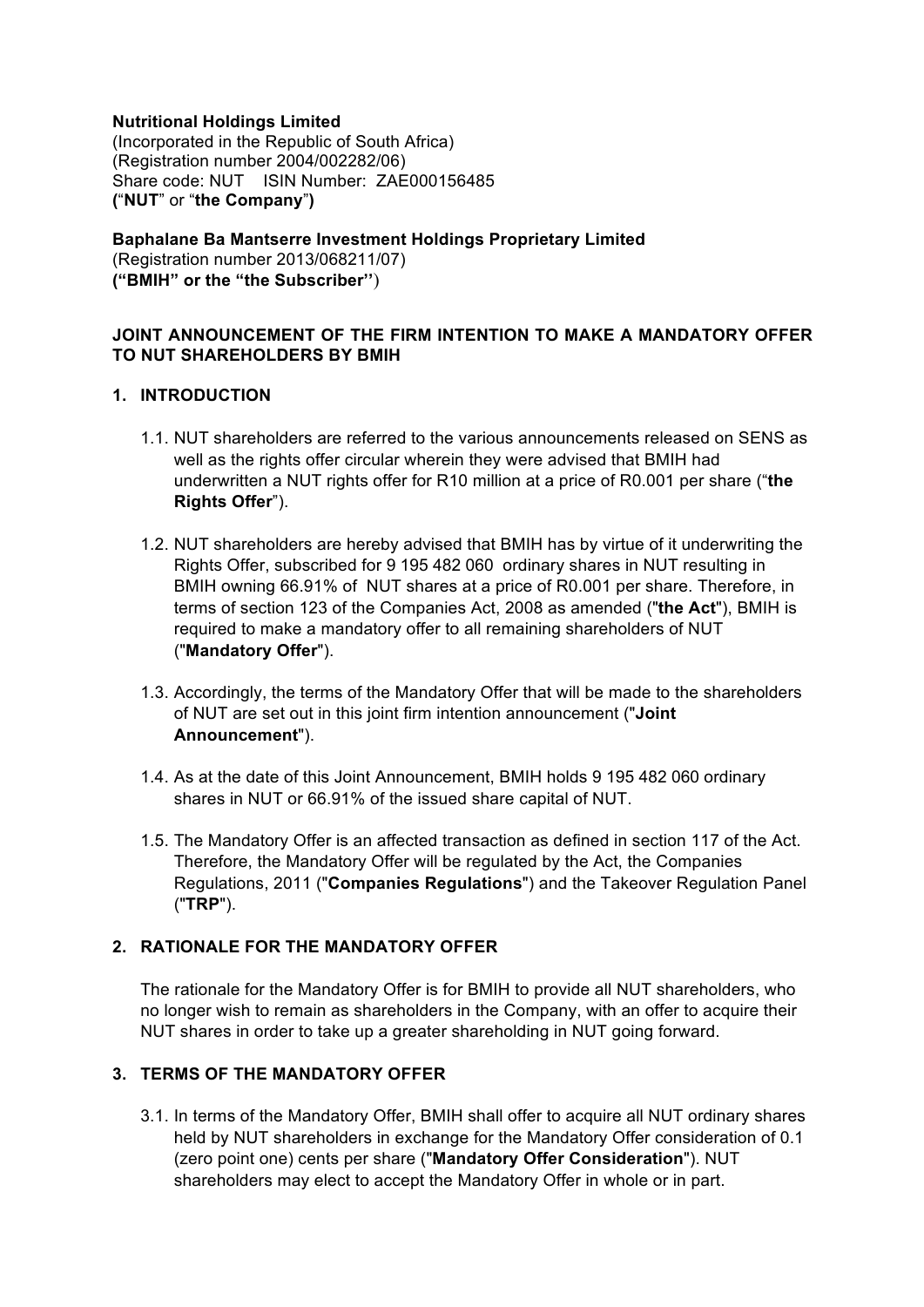**Nutritional Holdings Limited**
(Incorporated in the Republic of South Africa)
(Registration number 2004/002282/06)
Share code: NUT ISIN Number: ZAE000156485
**(**“**NUT**” or “**the Company**”**)**

**Baphalane Ba Mantserre Investment Holdings Proprietary Limited**
(Registration number 2013/068211/07)
**(“BMIH” or the “the Subscriber’’**)

**JOINT ANNOUNCEMENT OF THE FIRM INTENTION TO MAKE A MANDATORY OFFER TO NUT SHAREHOLDERS BY BMIH**

**1. INTRODUCTION**

1.1. NUT shareholders are referred to the various announcements released on SENS as well as the rights offer circular wherein they were advised that BMIH had underwritten a NUT rights offer for R10 million at a price of R0.001 per share (“**the Rights Offer**”).

1.2. NUT shareholders are hereby advised that BMIH has by virtue of it underwriting the Rights Offer, subscribed for 9 195 482 060 ordinary shares in NUT resulting in BMIH owning 66.91% of NUT shares at a price of R0.001 per share. Therefore, in terms of section 123 of the Companies Act, 2008 as amended ("**the Act**"), BMIH is required to make a mandatory offer to all remaining shareholders of NUT ("**Mandatory Offer**").

1.3. Accordingly, the terms of the Mandatory Offer that will be made to the shareholders of NUT are set out in this joint firm intention announcement ("**Joint Announcement**").

1.4. As at the date of this Joint Announcement, BMIH holds 9 195 482 060 ordinary shares in NUT or 66.91% of the issued share capital of NUT.

1.5. The Mandatory Offer is an affected transaction as defined in section 117 of the Act. Therefore, the Mandatory Offer will be regulated by the Act, the Companies Regulations, 2011 ("**Companies Regulations**") and the Takeover Regulation Panel ("**TRP**").

**2. RATIONALE FOR THE MANDATORY OFFER**

The rationale for the Mandatory Offer is for BMIH to provide all NUT shareholders, who no longer wish to remain as shareholders in the Company, with an offer to acquire their NUT shares in order to take up a greater shareholding in NUT going forward.

**3. TERMS OF THE MANDATORY OFFER**

3.1. In terms of the Mandatory Offer, BMIH shall offer to acquire all NUT ordinary shares held by NUT shareholders in exchange for the Mandatory Offer consideration of 0.1 (zero point one) cents per share ("**Mandatory Offer Consideration**"). NUT shareholders may elect to accept the Mandatory Offer in whole or in part.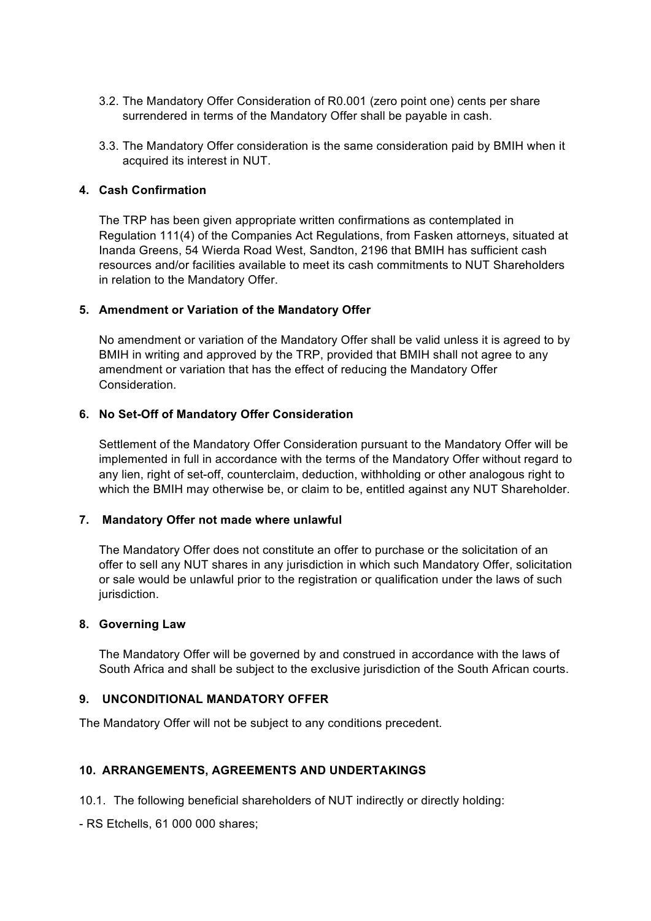3.2. The Mandatory Offer Consideration of R0.001 (zero point one) cents per share surrendered in terms of the Mandatory Offer shall be payable in cash.

3.3. The Mandatory Offer consideration is the same consideration paid by BMIH when it acquired its interest in NUT.

**4. Cash Confirmation**

The TRP has been given appropriate written confirmations as contemplated in Regulation 111(4) of the Companies Act Regulations, from Fasken attorneys, situated at Inanda Greens, 54 Wierda Road West, Sandton, 2196 that BMIH has sufficient cash resources and/or facilities available to meet its cash commitments to NUT Shareholders in relation to the Mandatory Offer.

**5. Amendment or Variation of the Mandatory Offer**

No amendment or variation of the Mandatory Offer shall be valid unless it is agreed to by BMIH in writing and approved by the TRP, provided that BMIH shall not agree to any amendment or variation that has the effect of reducing the Mandatory Offer Consideration.

**6. No Set-Off of Mandatory Offer Consideration**

Settlement of the Mandatory Offer Consideration pursuant to the Mandatory Offer will be implemented in full in accordance with the terms of the Mandatory Offer without regard to any lien, right of set-off, counterclaim, deduction, withholding or other analogous right to which the BMIH may otherwise be, or claim to be, entitled against any NUT Shareholder.

**7. Mandatory Offer not made where unlawful**

The Mandatory Offer does not constitute an offer to purchase or the solicitation of an offer to sell any NUT shares in any jurisdiction in which such Mandatory Offer, solicitation or sale would be unlawful prior to the registration or qualification under the laws of such jurisdiction.

**8. Governing Law**

The Mandatory Offer will be governed by and construed in accordance with the laws of South Africa and shall be subject to the exclusive jurisdiction of the South African courts.

**9. UNCONDITIONAL MANDATORY OFFER**

The Mandatory Offer will not be subject to any conditions precedent.

**10. ARRANGEMENTS, AGREEMENTS AND UNDERTAKINGS**

10.1. The following beneficial shareholders of NUT indirectly or directly holding:

- RS Etchells, 61 000 000 shares;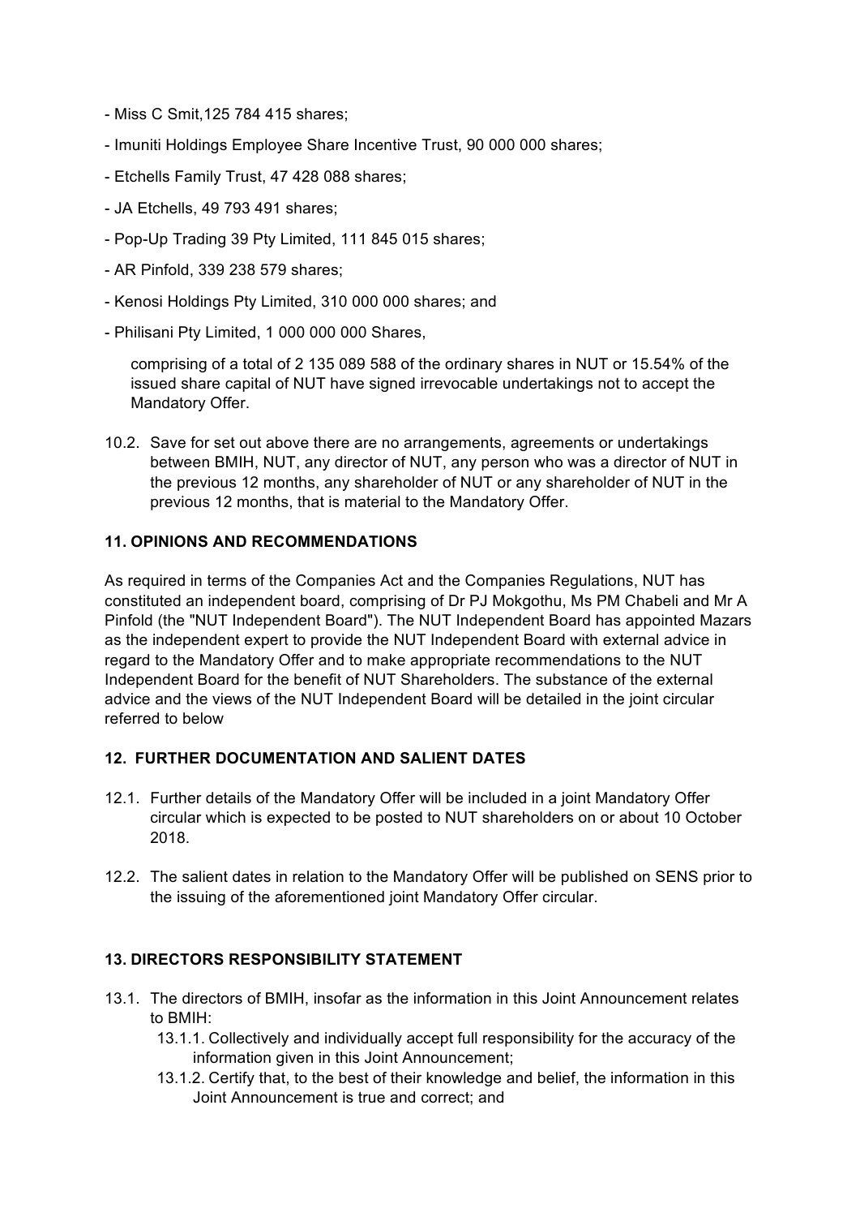- Miss C Smit,125 784 415 shares;
- Imuniti Holdings Employee Share Incentive Trust, 90 000 000 shares;
- Etchells Family Trust, 47 428 088 shares;
- JA Etchells, 49 793 491 shares;
- Pop-Up Trading 39 Pty Limited, 111 845 015 shares;
- AR Pinfold, 339 238 579 shares;
- Kenosi Holdings Pty Limited, 310 000 000 shares; and
- Philisani Pty Limited, 1 000 000 000 Shares,

comprising of a total of 2 135 089 588 of the ordinary shares in NUT or 15.54% of the issued share capital of NUT have signed irrevocable undertakings not to accept the Mandatory Offer.

10.2. Save for set out above there are no arrangements, agreements or undertakings between BMIH, NUT, any director of NUT, any person who was a director of NUT in the previous 12 months, any shareholder of NUT or any shareholder of NUT in the previous 12 months, that is material to the Mandatory Offer.

## 11. OPINIONS AND RECOMMENDATIONS

As required in terms of the Companies Act and the Companies Regulations, NUT has constituted an independent board, comprising of Dr PJ Mokgothu, Ms PM Chabeli and Mr A Pinfold (the "NUT Independent Board"). The NUT Independent Board has appointed Mazars as the independent expert to provide the NUT Independent Board with external advice in regard to the Mandatory Offer and to make appropriate recommendations to the NUT Independent Board for the benefit of NUT Shareholders. The substance of the external advice and the views of the NUT Independent Board will be detailed in the joint circular referred to below

## 12. FURTHER DOCUMENTATION AND SALIENT DATES

12.1. Further details of the Mandatory Offer will be included in a joint Mandatory Offer circular which is expected to be posted to NUT shareholders on or about 10 October 2018.

12.2. The salient dates in relation to the Mandatory Offer will be published on SENS prior to the issuing of the aforementioned joint Mandatory Offer circular.

## 13. DIRECTORS RESPONSIBILITY STATEMENT

13.1. The directors of BMIH, insofar as the information in this Joint Announcement relates to BMIH:

13.1.1. Collectively and individually accept full responsibility for the accuracy of the information given in this Joint Announcement;

13.1.2. Certify that, to the best of their knowledge and belief, the information in this Joint Announcement is true and correct; and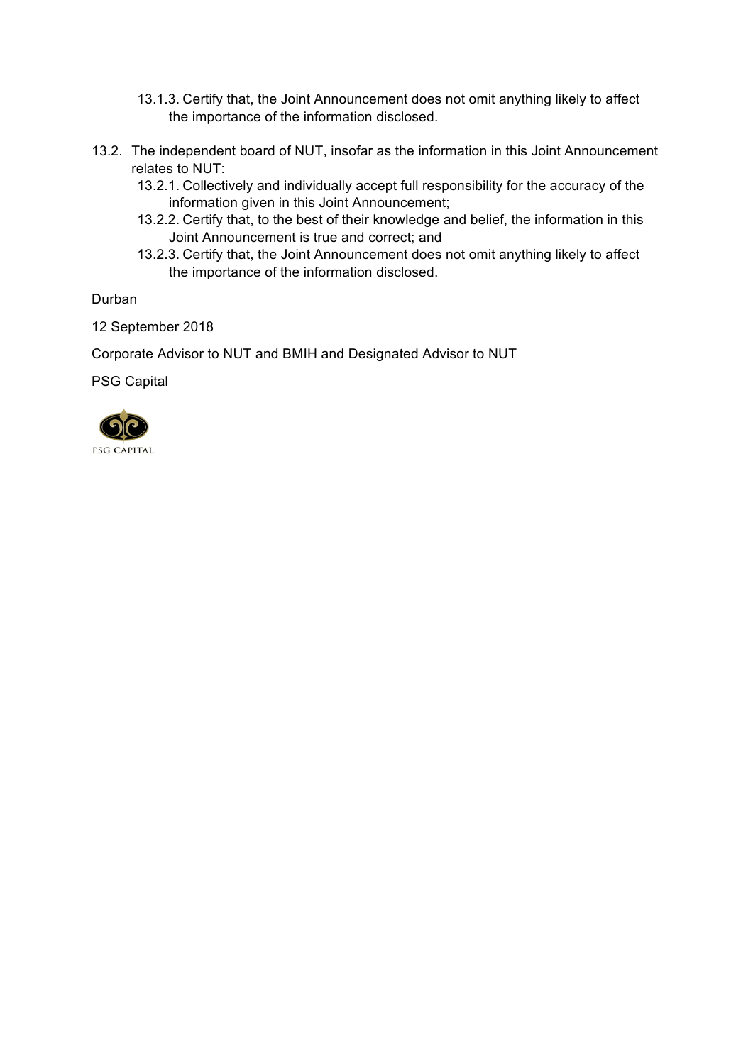13.1.3. Certify that, the Joint Announcement does not omit anything likely to affect the importance of the information disclosed.

13.2. The independent board of NUT, insofar as the information in this Joint Announcement relates to NUT:

13.2.1. Collectively and individually accept full responsibility for the accuracy of the information given in this Joint Announcement;

13.2.2. Certify that, to the best of their knowledge and belief, the information in this Joint Announcement is true and correct; and

13.2.3. Certify that, the Joint Announcement does not omit anything likely to affect the importance of the information disclosed.

Durban

12 September 2018

Corporate Advisor to NUT and BMIH and Designated Advisor to NUT

PSG Capital

PSG CAPITAL